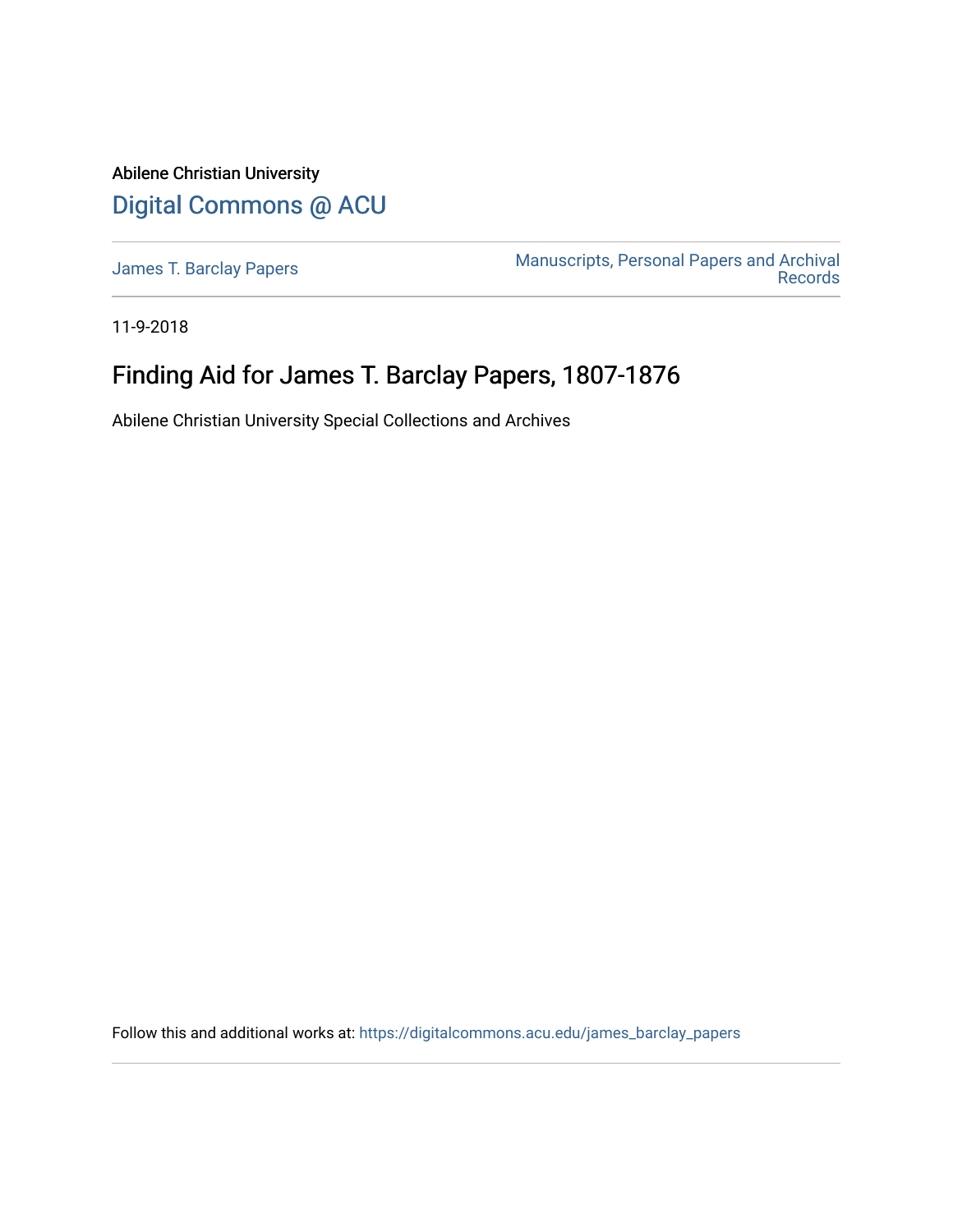Abilene Christian University

Digital Commons @ ACU

James T. Barclay Papers

Manuscripts, Personal Papers and Archival Records

11-9-2018

# Finding Aid for James T. Barclay Papers, 1807-1876

Abilene Christian University Special Collections and Archives

Follow this and additional works at: https://digitalcommons.acu.edu/james_barclay_papers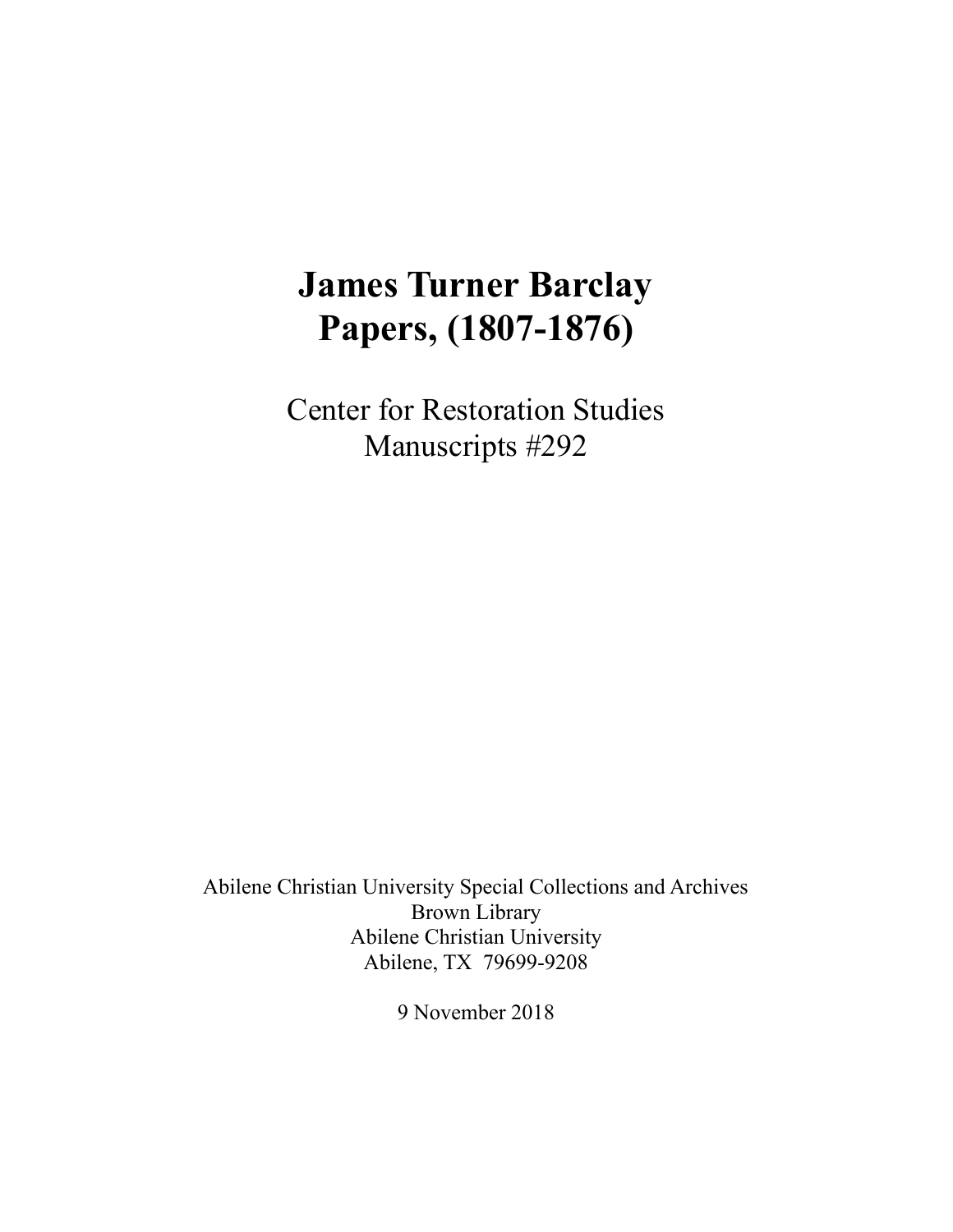# James Turner Barclay Papers, (1807-1876)

Center for Restoration Studies
Manuscripts #292

Abilene Christian University Special Collections and Archives
Brown Library
Abilene Christian University
Abilene, TX 79699-9208

9 November 2018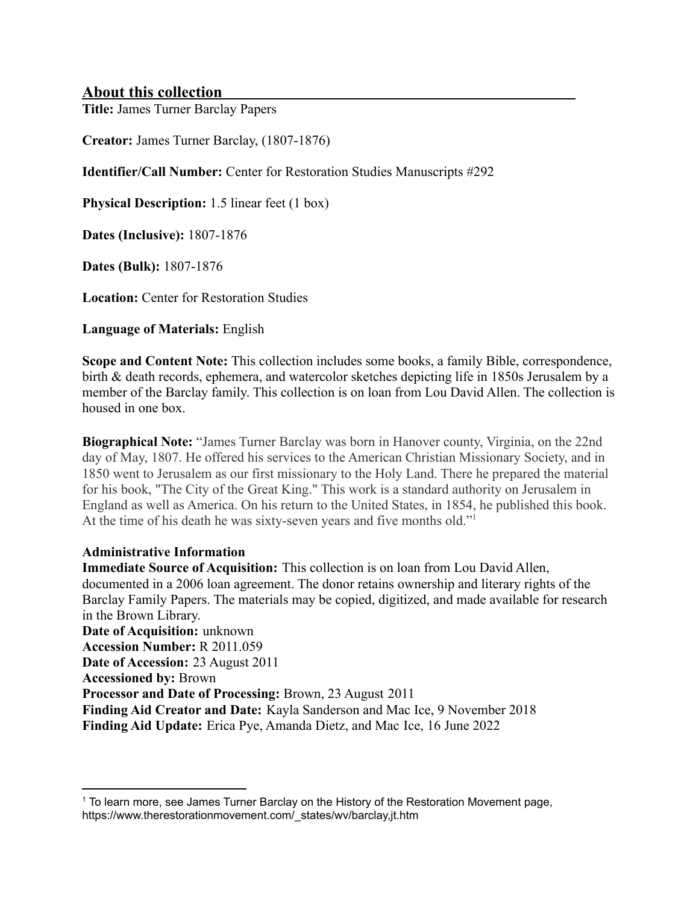## About this collection

**Title:** James Turner Barclay Papers

**Creator:** James Turner Barclay, (1807-1876)

**Identifier/Call Number:** Center for Restoration Studies Manuscripts #292

**Physical Description:** 1.5 linear feet (1 box)

**Dates (Inclusive):** 1807-1876

**Dates (Bulk):** 1807-1876

**Location:** Center for Restoration Studies

**Language of Materials:** English

**Scope and Content Note:** This collection includes some books, a family Bible, correspondence, birth & death records, ephemera, and watercolor sketches depicting life in 1850s Jerusalem by a member of the Barclay family. This collection is on loan from Lou David Allen. The collection is housed in one box.

**Biographical Note:** "James Turner Barclay was born in Hanover county, Virginia, on the 22nd day of May, 1807. He offered his services to the American Christian Missionary Society, and in 1850 went to Jerusalem as our first missionary to the Holy Land. There he prepared the material for his book, "The City of the Great King." This work is a standard authority on Jerusalem in England as well as America. On his return to the United States, in 1854, he published this book. At the time of his death he was sixty-seven years and five months old."[1]

**Administrative Information**

**Immediate Source of Acquisition:** This collection is on loan from Lou David Allen, documented in a 2006 loan agreement. The donor retains ownership and literary rights of the Barclay Family Papers. The materials may be copied, digitized, and made available for research in the Brown Library.

**Date of Acquisition:** unknown

**Accession Number:** R 2011.059

**Date of Accession:** 23 August 2011

**Accessioned by:** Brown

**Processor and Date of Processing:** Brown, 23 August 2011

**Finding Aid Creator and Date:** Kayla Sanderson and Mac Ice, 9 November 2018

**Finding Aid Update:** Erica Pye, Amanda Dietz, and Mac Ice, 16 June 2022

---

[1] To learn more, see James Turner Barclay on the History of the Restoration Movement page, https://www.therestorationmovement.com/_states/wv/barclay,jt.htm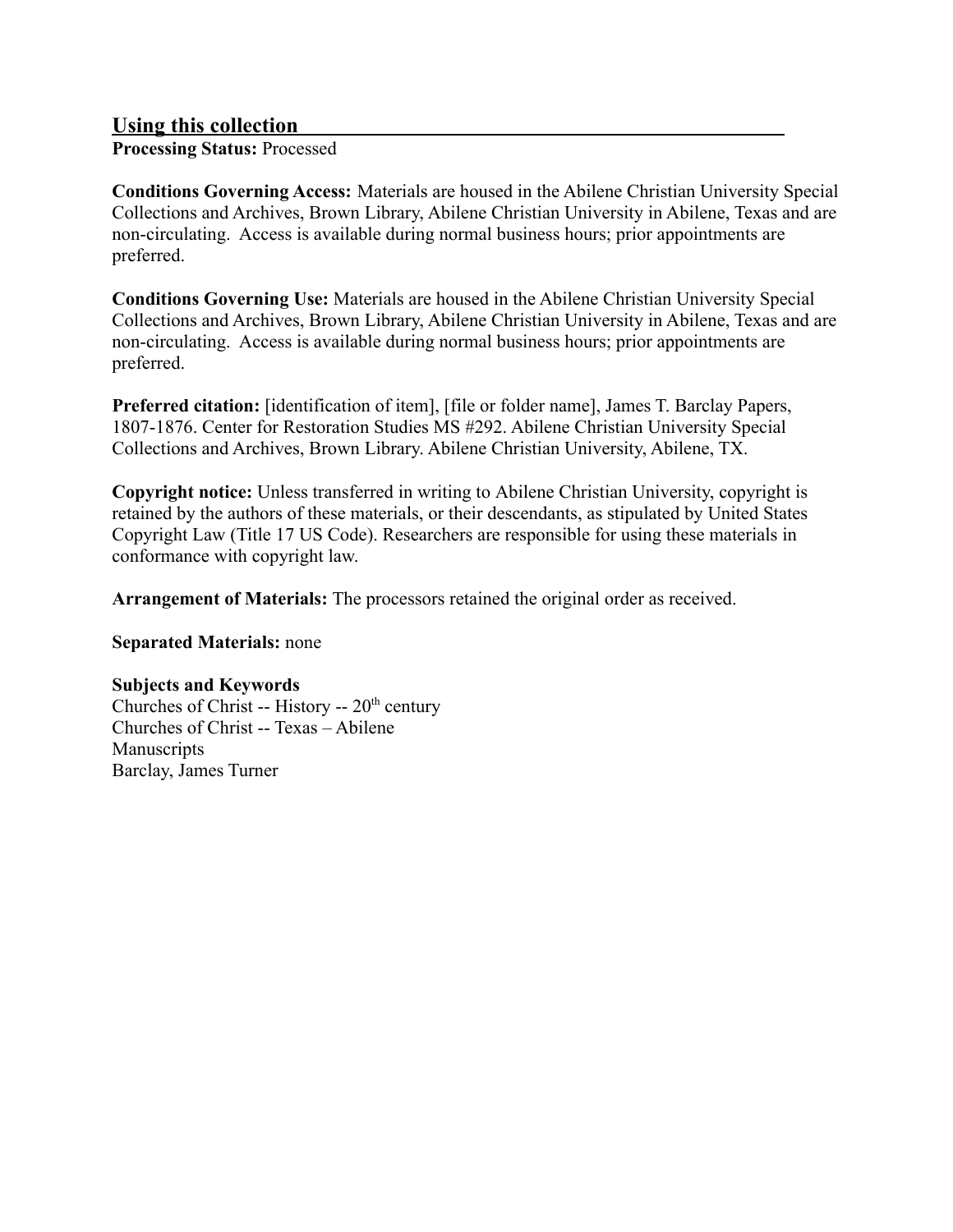## Using this collection

**Processing Status:** Processed

**Conditions Governing Access:** Materials are housed in the Abilene Christian University Special Collections and Archives, Brown Library, Abilene Christian University in Abilene, Texas and are non-circulating. Access is available during normal business hours; prior appointments are preferred.

**Conditions Governing Use:** Materials are housed in the Abilene Christian University Special Collections and Archives, Brown Library, Abilene Christian University in Abilene, Texas and are non-circulating. Access is available during normal business hours; prior appointments are preferred.

**Preferred citation:** [identification of item], [file or folder name], James T. Barclay Papers, 1807-1876. Center for Restoration Studies MS #292. Abilene Christian University Special Collections and Archives, Brown Library. Abilene Christian University, Abilene, TX.

**Copyright notice:** Unless transferred in writing to Abilene Christian University, copyright is retained by the authors of these materials, or their descendants, as stipulated by United States Copyright Law (Title 17 US Code). Researchers are responsible for using these materials in conformance with copyright law.

**Arrangement of Materials:** The processors retained the original order as received.

**Separated Materials:** none

**Subjects and Keywords**

Churches of Christ -- History -- 20th century  
Churches of Christ -- Texas – Abilene  
Manuscripts  
Barclay, James Turner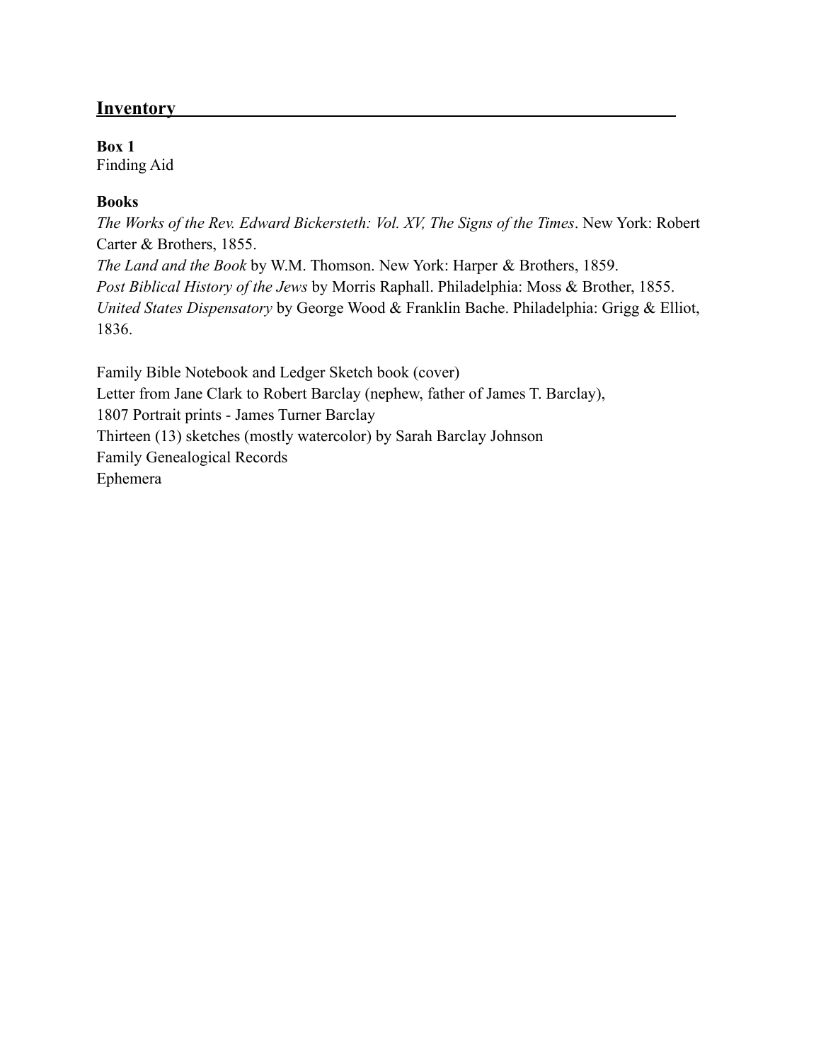## Inventory

**Box 1**
Finding Aid

**Books**
*The Works of the Rev. Edward Bickersteth: Vol. XV, The Signs of the Times*. New York: Robert Carter & Brothers, 1855.
*The Land and the Book* by W.M. Thomson. New York: Harper & Brothers, 1859.
*Post Biblical History of the Jews* by Morris Raphall. Philadelphia: Moss & Brother, 1855.
*United States Dispensatory* by George Wood & Franklin Bache. Philadelphia: Grigg & Elliot, 1836.

Family Bible Notebook and Ledger Sketch book (cover)
Letter from Jane Clark to Robert Barclay (nephew, father of James T. Barclay),
1807 Portrait prints - James Turner Barclay
Thirteen (13) sketches (mostly watercolor) by Sarah Barclay Johnson
Family Genealogical Records
Ephemera